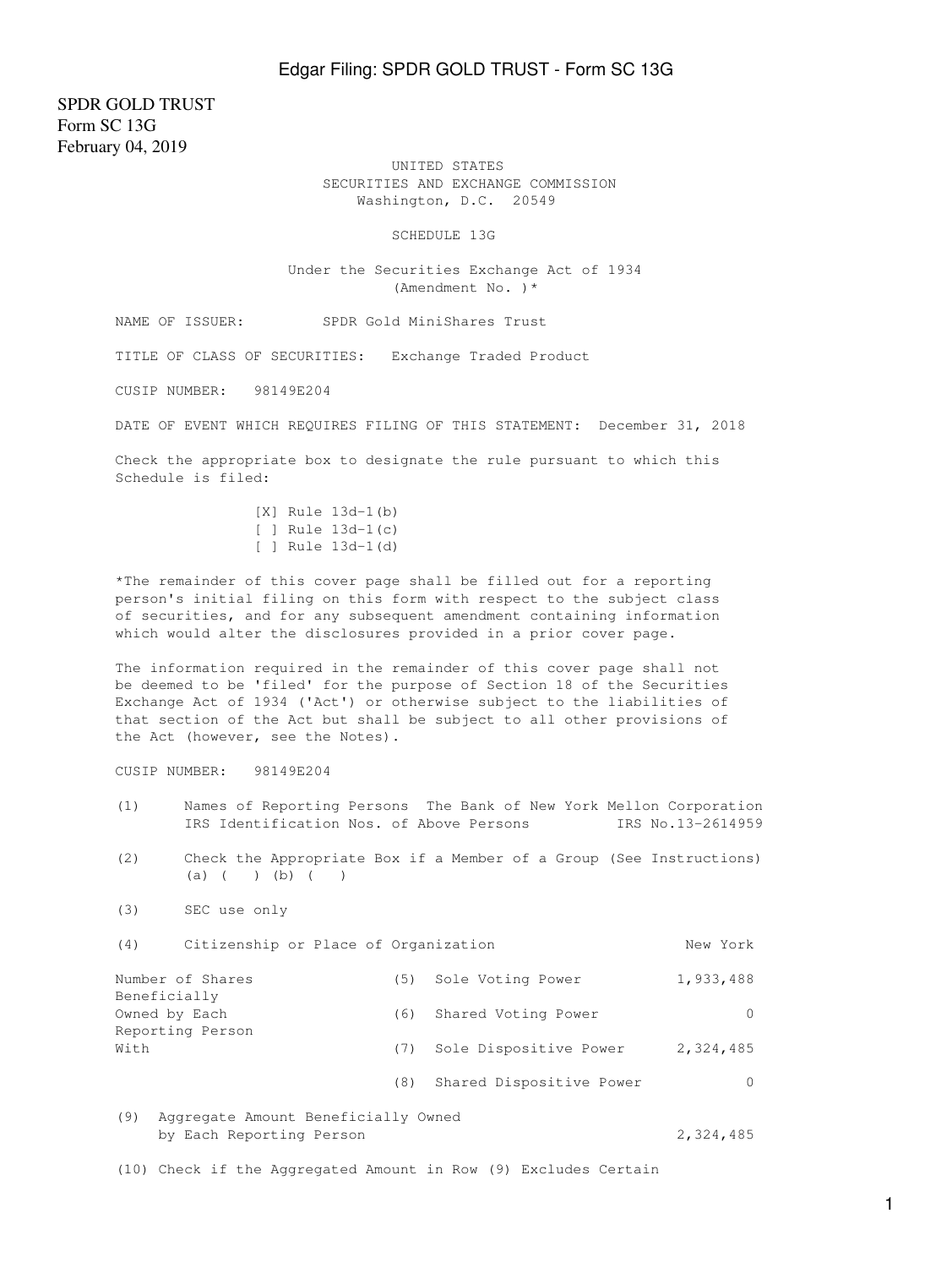SPDR GOLD TRUST
Form SC 13G
February 04, 2019

UNITED STATES
SECURITIES AND EXCHANGE COMMISSION
Washington, D.C. 20549

SCHEDULE 13G

Under the Securities Exchange Act of 1934
(Amendment No. )*

NAME OF ISSUER: SPDR Gold MiniShares Trust

TITLE OF CLASS OF SECURITIES: Exchange Traded Product

CUSIP NUMBER: 98149E204

DATE OF EVENT WHICH REQUIRES FILING OF THIS STATEMENT: December 31, 2018

Check the appropriate box to designate the rule pursuant to which this Schedule is filed:

[X] Rule 13d-1(b)
[ ] Rule 13d-1(c)
[ ] Rule 13d-1(d)

*The remainder of this cover page shall be filled out for a reporting person's initial filing on this form with respect to the subject class of securities, and for any subsequent amendment containing information which would alter the disclosures provided in a prior cover page.

The information required in the remainder of this cover page shall not be deemed to be 'filed' for the purpose of Section 18 of the Securities Exchange Act of 1934 ('Act') or otherwise subject to the liabilities of that section of the Act but shall be subject to all other provisions of the Act (however, see the Notes).

CUSIP NUMBER: 98149E204

(1) Names of Reporting Persons The Bank of New York Mellon Corporation
IRS Identification Nos. of Above Persons IRS No.13-2614959

(2) Check the Appropriate Box if a Member of a Group (See Instructions)
(a) ( ) (b) ( )

(3) SEC use only

(4) Citizenship or Place of Organization New York

| Number of Shares Beneficially Owned by Each Reporting Person With | | | |
|---|---|---|---|
| | (5) | Sole Voting Power | 1,933,488 |
| | (6) | Shared Voting Power | 0 |
| | (7) | Sole Dispositive Power | 2,324,485 |
| | (8) | Shared Dispositive Power | 0 |

(9) Aggregate Amount Beneficially Owned by Each Reporting Person 2,324,485

(10) Check if the Aggregated Amount in Row (9) Excludes Certain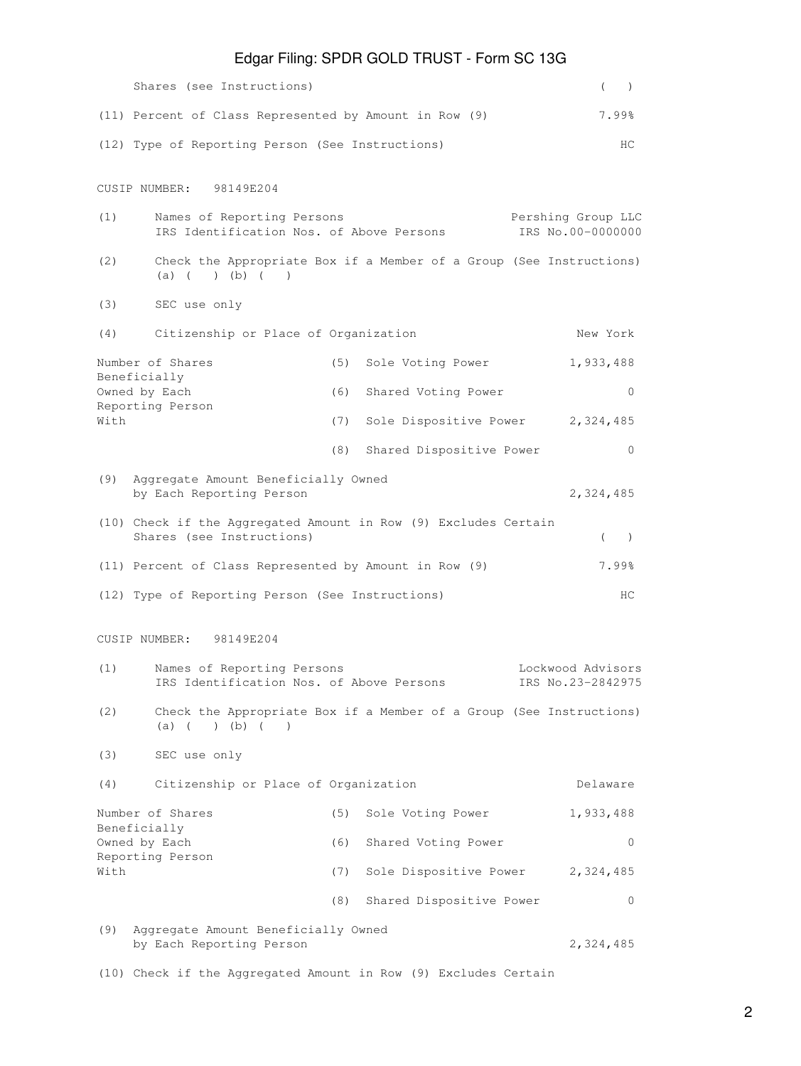Shares (see Instructions) ( )

(11) Percent of Class Represented by Amount in Row (9) 7.99%

(12) Type of Reporting Person (See Instructions) HC

CUSIP NUMBER: 98149E204

(1) Names of Reporting Persons Pershing Group LLC
IRS Identification Nos. of Above Persons IRS No.00-0000000

(2) Check the Appropriate Box if a Member of a Group (See Instructions)
(a) ( ) (b) ( )

(3) SEC use only

(4) Citizenship or Place of Organization New York

| Number of Shares Beneficially Owned by Each Reporting Person With | | | |
|---|---|---|---|
| | (5) | Sole Voting Power | 1,933,488 |
| | (6) | Shared Voting Power | 0 |
| | (7) | Sole Dispositive Power | 2,324,485 |
| | (8) | Shared Dispositive Power | 0 |

(9) Aggregate Amount Beneficially Owned by Each Reporting Person 2,324,485

(10) Check if the Aggregated Amount in Row (9) Excludes Certain Shares (see Instructions) ( )

(11) Percent of Class Represented by Amount in Row (9) 7.99%

(12) Type of Reporting Person (See Instructions) HC

CUSIP NUMBER: 98149E204

(1) Names of Reporting Persons Lockwood Advisors
IRS Identification Nos. of Above Persons IRS No.23-2842975

(2) Check the Appropriate Box if a Member of a Group (See Instructions)
(a) ( ) (b) ( )

(3) SEC use only

(4) Citizenship or Place of Organization Delaware

| Number of Shares Beneficially Owned by Each Reporting Person With | | | |
|---|---|---|---|
| | (5) | Sole Voting Power | 1,933,488 |
| | (6) | Shared Voting Power | 0 |
| | (7) | Sole Dispositive Power | 2,324,485 |
| | (8) | Shared Dispositive Power | 0 |

(9) Aggregate Amount Beneficially Owned by Each Reporting Person 2,324,485

(10) Check if the Aggregated Amount in Row (9) Excludes Certain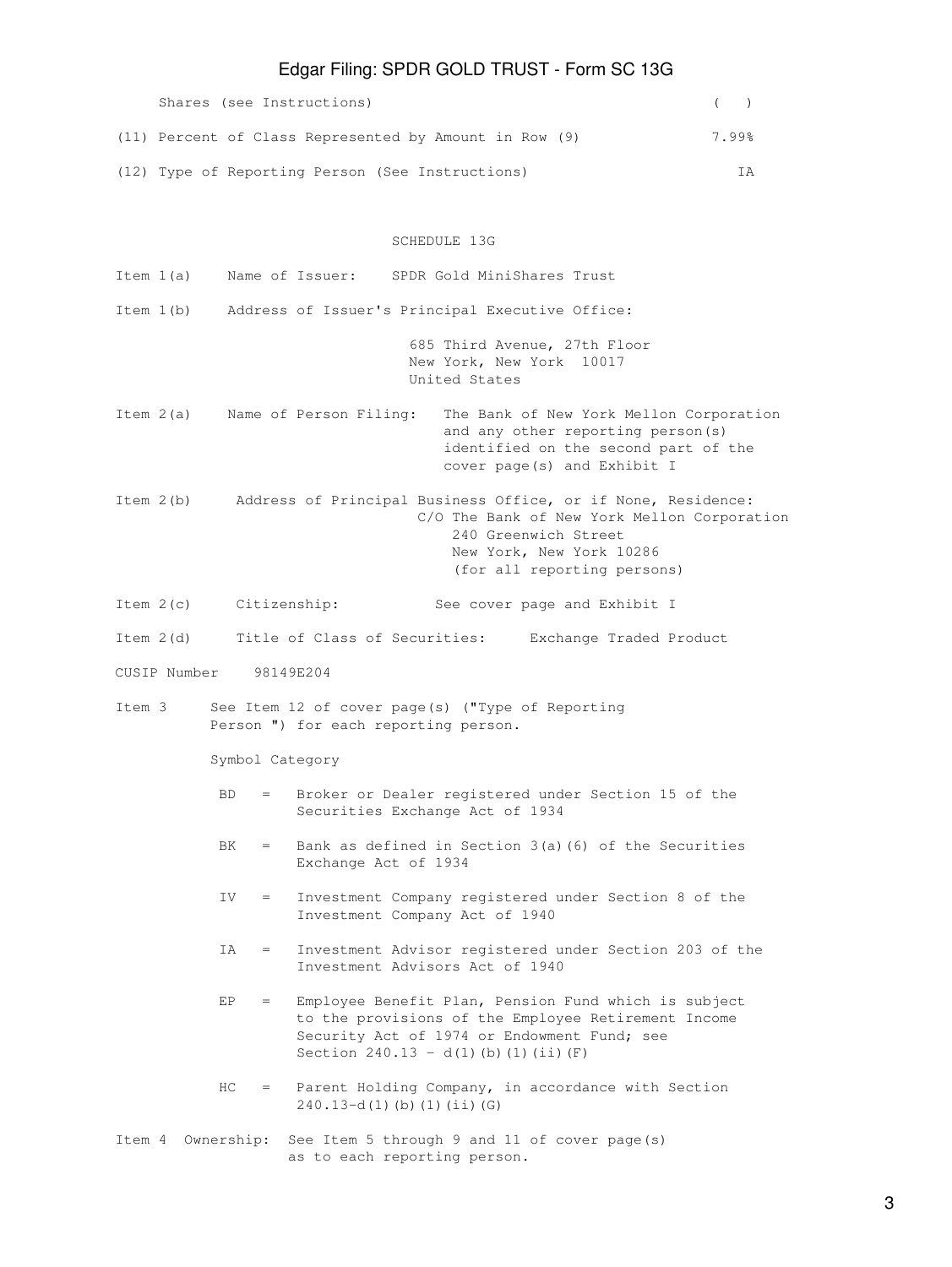Shares (see Instructions) ( )

(11) Percent of Class Represented by Amount in Row (9) 7.99%

(12) Type of Reporting Person (See Instructions) IA

SCHEDULE 13G

Item 1(a) Name of Issuer: SPDR Gold MiniShares Trust

Item 1(b) Address of Issuer's Principal Executive Office:

685 Third Avenue, 27th Floor
New York, New York 10017
United States

Item 2(a) Name of Person Filing: The Bank of New York Mellon Corporation and any other reporting person(s) identified on the second part of the cover page(s) and Exhibit I

Item 2(b) Address of Principal Business Office, or if None, Residence:
C/O The Bank of New York Mellon Corporation
240 Greenwich Street
New York, New York 10286
(for all reporting persons)

Item 2(c) Citizenship: See cover page and Exhibit I

Item 2(d) Title of Class of Securities: Exchange Traded Product

CUSIP Number 98149E204

Item 3 See Item 12 of cover page(s) ("Type of Reporting Person ") for each reporting person.

Symbol Category

- BD = Broker or Dealer registered under Section 15 of the Securities Exchange Act of 1934
- BK = Bank as defined in Section 3(a)(6) of the Securities Exchange Act of 1934
- IV = Investment Company registered under Section 8 of the Investment Company Act of 1940
- IA = Investment Advisor registered under Section 203 of the Investment Advisors Act of 1940
- EP = Employee Benefit Plan, Pension Fund which is subject to the provisions of the Employee Retirement Income Security Act of 1974 or Endowment Fund; see Section 240.13 - d(1)(b)(1)(ii)(F)
- HC = Parent Holding Company, in accordance with Section 240.13-d(1)(b)(1)(ii)(G)

Item 4 Ownership: See Item 5 through 9 and 11 of cover page(s) as to each reporting person.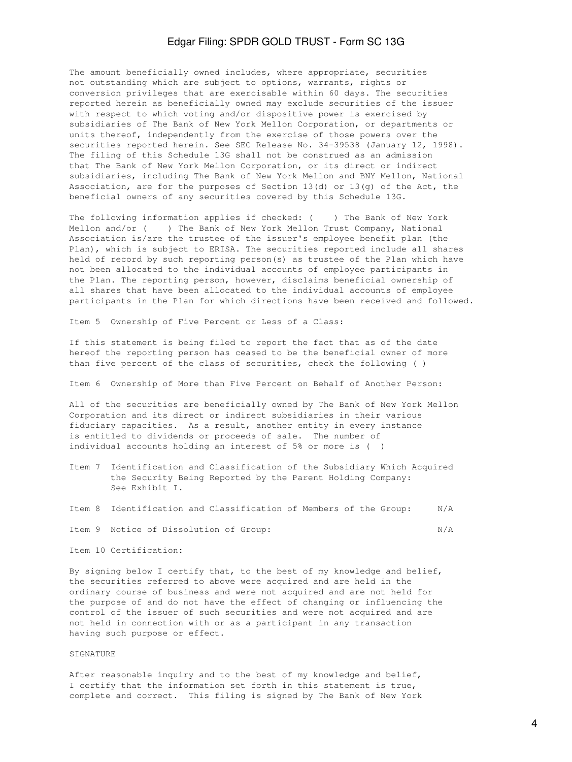The amount beneficially owned includes, where appropriate, securities not outstanding which are subject to options, warrants, rights or conversion privileges that are exercisable within 60 days. The securities reported herein as beneficially owned may exclude securities of the issuer with respect to which voting and/or dispositive power is exercised by subsidiaries of The Bank of New York Mellon Corporation, or departments or units thereof, independently from the exercise of those powers over the securities reported herein. See SEC Release No. 34-39538 (January 12, 1998). The filing of this Schedule 13G shall not be construed as an admission that The Bank of New York Mellon Corporation, or its direct or indirect subsidiaries, including The Bank of New York Mellon and BNY Mellon, National Association, are for the purposes of Section 13(d) or 13(g) of the Act, the beneficial owners of any securities covered by this Schedule 13G.

The following information applies if checked: (    ) The Bank of New York Mellon and/or (    ) The Bank of New York Mellon Trust Company, National Association is/are the trustee of the issuer's employee benefit plan (the Plan), which is subject to ERISA. The securities reported include all shares held of record by such reporting person(s) as trustee of the Plan which have not been allocated to the individual accounts of employee participants in the Plan. The reporting person, however, disclaims beneficial ownership of all shares that have been allocated to the individual accounts of employee participants in the Plan for which directions have been received and followed.

Item 5 Ownership of Five Percent or Less of a Class:

If this statement is being filed to report the fact that as of the date hereof the reporting person has ceased to be the beneficial owner of more than five percent of the class of securities, check the following ( )

Item 6 Ownership of More than Five Percent on Behalf of Another Person:

All of the securities are beneficially owned by The Bank of New York Mellon Corporation and its direct or indirect subsidiaries in their various fiduciary capacities. As a result, another entity in every instance is entitled to dividends or proceeds of sale. The number of individual accounts holding an interest of 5% or more is ( )

Item 7 Identification and Classification of the Subsidiary Which Acquired the Security Being Reported by the Parent Holding Company: See Exhibit I.

Item 8 Identification and Classification of Members of the Group: N/A

Item 9 Notice of Dissolution of Group: N/A

Item 10 Certification:

By signing below I certify that, to the best of my knowledge and belief, the securities referred to above were acquired and are held in the ordinary course of business and were not acquired and are not held for the purpose of and do not have the effect of changing or influencing the control of the issuer of such securities and were not acquired and are not held in connection with or as a participant in any transaction having such purpose or effect.

SIGNATURE

After reasonable inquiry and to the best of my knowledge and belief, I certify that the information set forth in this statement is true, complete and correct. This filing is signed by The Bank of New York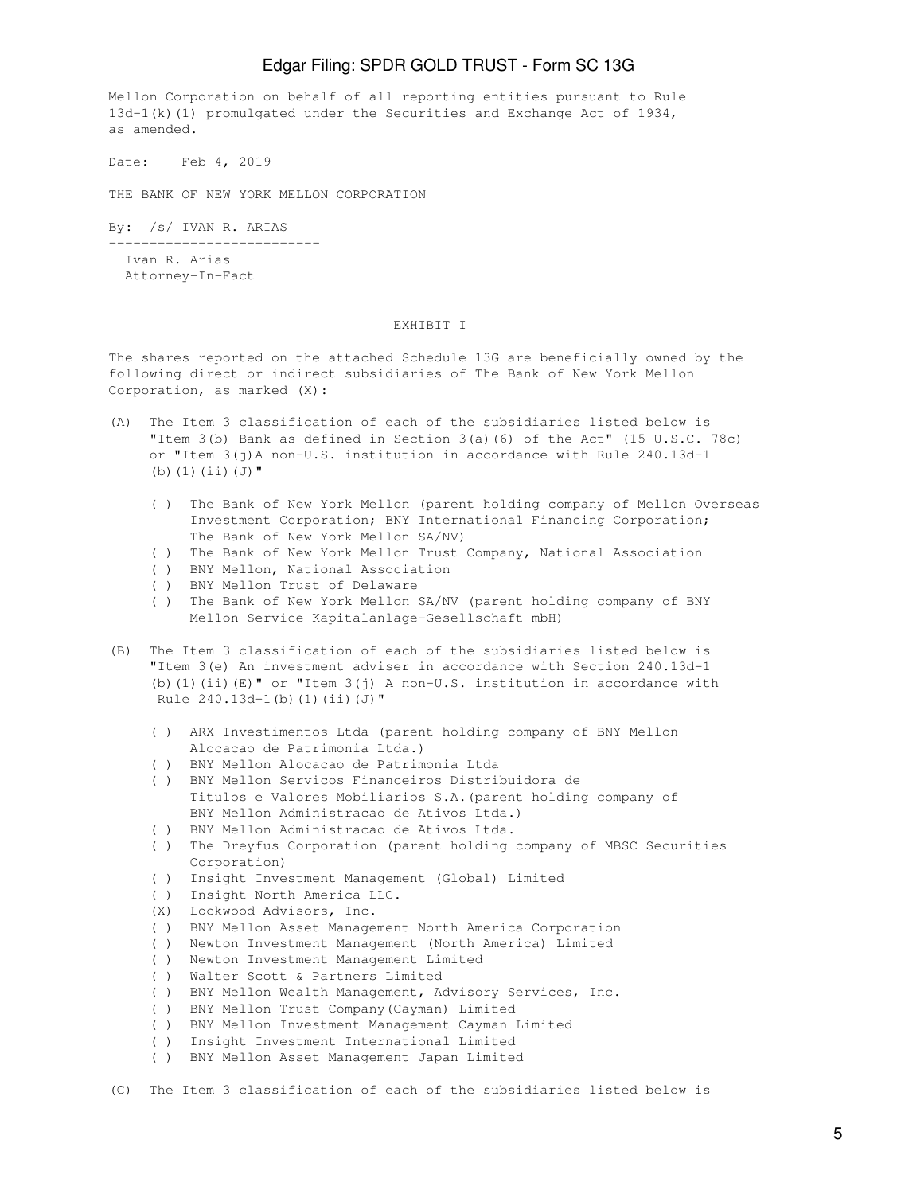Mellon Corporation on behalf of all reporting entities pursuant to Rule 13d-1(k)(1) promulgated under the Securities and Exchange Act of 1934, as amended.

Date: Feb 4, 2019

THE BANK OF NEW YORK MELLON CORPORATION

By: /s/ IVAN R. ARIAS

Ivan R. Arias
Attorney-In-Fact

EXHIBIT I

The shares reported on the attached Schedule 13G are beneficially owned by the following direct or indirect subsidiaries of The Bank of New York Mellon Corporation, as marked (X):

(A) The Item 3 classification of each of the subsidiaries listed below is "Item 3(b) Bank as defined in Section 3(a)(6) of the Act" (15 U.S.C. 78c) or "Item 3(j)A non-U.S. institution in accordance with Rule 240.13d-1 (b)(1)(ii)(J)"

- ( ) The Bank of New York Mellon (parent holding company of Mellon Overseas Investment Corporation; BNY International Financing Corporation; The Bank of New York Mellon SA/NV)
- ( ) The Bank of New York Mellon Trust Company, National Association
- ( ) BNY Mellon, National Association
- ( ) BNY Mellon Trust of Delaware
- ( ) The Bank of New York Mellon SA/NV (parent holding company of BNY Mellon Service Kapitalanlage-Gesellschaft mbH)

(B) The Item 3 classification of each of the subsidiaries listed below is "Item 3(e) An investment adviser in accordance with Section 240.13d-1 (b)(1)(ii)(E)" or "Item 3(j) A non-U.S. institution in accordance with Rule 240.13d-1(b)(1)(ii)(J)"

- ( ) ARX Investimentos Ltda (parent holding company of BNY Mellon Alocacao de Patrimonia Ltda.)
- ( ) BNY Mellon Alocacao de Patrimonia Ltda
- ( ) BNY Mellon Servicos Financeiros Distribuidora de Titulos e Valores Mobiliarios S.A.(parent holding company of BNY Mellon Administracao de Ativos Ltda.)
- ( ) BNY Mellon Administracao de Ativos Ltda.
- ( ) The Dreyfus Corporation (parent holding company of MBSC Securities Corporation)
- ( ) Insight Investment Management (Global) Limited
- ( ) Insight North America LLC.
- (X) Lockwood Advisors, Inc.
- ( ) BNY Mellon Asset Management North America Corporation
- ( ) Newton Investment Management (North America) Limited
- ( ) Newton Investment Management Limited
- ( ) Walter Scott & Partners Limited
- ( ) BNY Mellon Wealth Management, Advisory Services, Inc.
- ( ) BNY Mellon Trust Company(Cayman) Limited
- ( ) BNY Mellon Investment Management Cayman Limited
- ( ) Insight Investment International Limited
- ( ) BNY Mellon Asset Management Japan Limited

(C) The Item 3 classification of each of the subsidiaries listed below is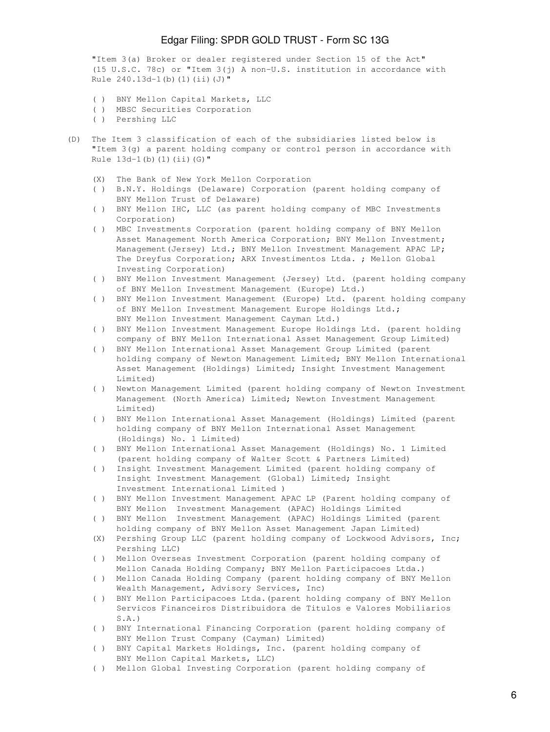"Item 3(a) Broker or dealer registered under Section 15 of the Act" (15 U.S.C. 78c) or "Item 3(j) A non-U.S. institution in accordance with Rule 240.13d-1(b)(1)(ii)(J)"

( ) BNY Mellon Capital Markets, LLC
( ) MBSC Securities Corporation
( ) Pershing LLC

(D) The Item 3 classification of each of the subsidiaries listed below is "Item 3(g) a parent holding company or control person in accordance with Rule 13d-1(b)(1)(ii)(G)"

(X) The Bank of New York Mellon Corporation
( ) B.N.Y. Holdings (Delaware) Corporation (parent holding company of BNY Mellon Trust of Delaware)
( ) BNY Mellon IHC, LLC (as parent holding company of MBC Investments Corporation)
( ) MBC Investments Corporation (parent holding company of BNY Mellon Asset Management North America Corporation; BNY Mellon Investment; Management(Jersey) Ltd.; BNY Mellon Investment Management APAC LP; The Dreyfus Corporation; ARX Investimentos Ltda. ; Mellon Global Investing Corporation)
( ) BNY Mellon Investment Management (Jersey) Ltd. (parent holding company of BNY Mellon Investment Management (Europe) Ltd.)
( ) BNY Mellon Investment Management (Europe) Ltd. (parent holding company of BNY Mellon Investment Management Europe Holdings Ltd.; BNY Mellon Investment Management Cayman Ltd.)
( ) BNY Mellon Investment Management Europe Holdings Ltd. (parent holding company of BNY Mellon International Asset Management Group Limited)
( ) BNY Mellon International Asset Management Group Limited (parent holding company of Newton Management Limited; BNY Mellon International Asset Management (Holdings) Limited; Insight Investment Management Limited)
( ) Newton Management Limited (parent holding company of Newton Investment Management (North America) Limited; Newton Investment Management Limited)
( ) BNY Mellon International Asset Management (Holdings) Limited (parent holding company of BNY Mellon International Asset Management (Holdings) No. 1 Limited)
( ) BNY Mellon International Asset Management (Holdings) No. 1 Limited (parent holding company of Walter Scott & Partners Limited)
( ) Insight Investment Management Limited (parent holding company of Insight Investment Management (Global) Limited; Insight Investment International Limited )
( ) BNY Mellon Investment Management APAC LP (Parent holding company of BNY Mellon Investment Management (APAC) Holdings Limited
( ) BNY Mellon Investment Management (APAC) Holdings Limited (parent holding company of BNY Mellon Asset Management Japan Limited)
(X) Pershing Group LLC (parent holding company of Lockwood Advisors, Inc; Pershing LLC)
( ) Mellon Overseas Investment Corporation (parent holding company of Mellon Canada Holding Company; BNY Mellon Participacoes Ltda.)
( ) Mellon Canada Holding Company (parent holding company of BNY Mellon Wealth Management, Advisory Services, Inc)
( ) BNY Mellon Participacoes Ltda.(parent holding company of BNY Mellon Servicos Financeiros Distribuidora de Titulos e Valores Mobiliarios S.A.)
( ) BNY International Financing Corporation (parent holding company of BNY Mellon Trust Company (Cayman) Limited)
( ) BNY Capital Markets Holdings, Inc. (parent holding company of BNY Mellon Capital Markets, LLC)
( ) Mellon Global Investing Corporation (parent holding company of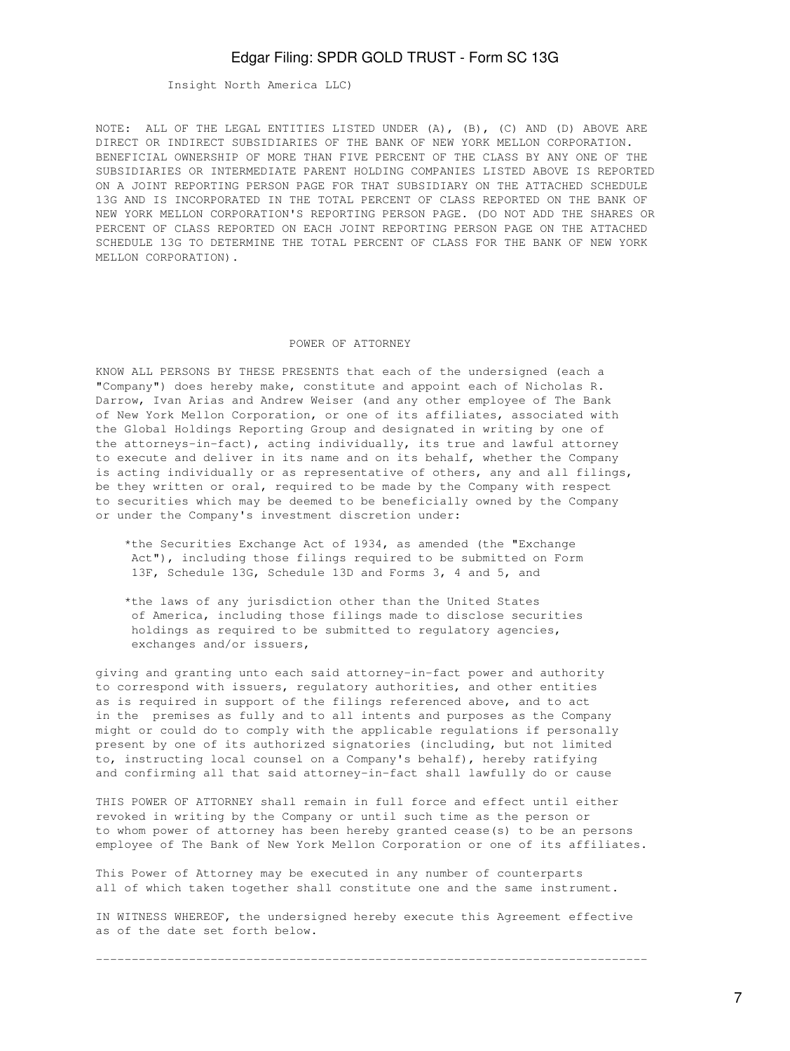Insight North America LLC)

NOTE: ALL OF THE LEGAL ENTITIES LISTED UNDER (A), (B), (C) AND (D) ABOVE ARE DIRECT OR INDIRECT SUBSIDIARIES OF THE BANK OF NEW YORK MELLON CORPORATION. BENEFICIAL OWNERSHIP OF MORE THAN FIVE PERCENT OF THE CLASS BY ANY ONE OF THE SUBSIDIARIES OR INTERMEDIATE PARENT HOLDING COMPANIES LISTED ABOVE IS REPORTED ON A JOINT REPORTING PERSON PAGE FOR THAT SUBSIDIARY ON THE ATTACHED SCHEDULE 13G AND IS INCORPORATED IN THE TOTAL PERCENT OF CLASS REPORTED ON THE BANK OF NEW YORK MELLON CORPORATION'S REPORTING PERSON PAGE. (DO NOT ADD THE SHARES OR PERCENT OF CLASS REPORTED ON EACH JOINT REPORTING PERSON PAGE ON THE ATTACHED SCHEDULE 13G TO DETERMINE THE TOTAL PERCENT OF CLASS FOR THE BANK OF NEW YORK MELLON CORPORATION).

## POWER OF ATTORNEY

KNOW ALL PERSONS BY THESE PRESENTS that each of the undersigned (each a "Company") does hereby make, constitute and appoint each of Nicholas R. Darrow, Ivan Arias and Andrew Weiser (and any other employee of The Bank of New York Mellon Corporation, or one of its affiliates, associated with the Global Holdings Reporting Group and designated in writing by one of the attorneys-in-fact), acting individually, its true and lawful attorney to execute and deliver in its name and on its behalf, whether the Company is acting individually or as representative of others, any and all filings, be they written or oral, required to be made by the Company with respect to securities which may be deemed to be beneficially owned by the Company or under the Company's investment discretion under:

*the Securities Exchange Act of 1934, as amended (the "Exchange Act"), including those filings required to be submitted on Form 13F, Schedule 13G, Schedule 13D and Forms 3, 4 and 5, and

*the laws of any jurisdiction other than the United States of America, including those filings made to disclose securities holdings as required to be submitted to regulatory agencies, exchanges and/or issuers,

giving and granting unto each said attorney-in-fact power and authority to correspond with issuers, regulatory authorities, and other entities as is required in support of the filings referenced above, and to act in the premises as fully and to all intents and purposes as the Company might or could do to comply with the applicable regulations if personally present by one of its authorized signatories (including, but not limited to, instructing local counsel on a Company's behalf), hereby ratifying and confirming all that said attorney-in-fact shall lawfully do or cause

THIS POWER OF ATTORNEY shall remain in full force and effect until either revoked in writing by the Company or until such time as the person or to whom power of attorney has been hereby granted cease(s) to be an persons employee of The Bank of New York Mellon Corporation or one of its affiliates.

This Power of Attorney may be executed in any number of counterparts all of which taken together shall constitute one and the same instrument.

IN WITNESS WHEREOF, the undersigned hereby execute this Agreement effective as of the date set forth below.

---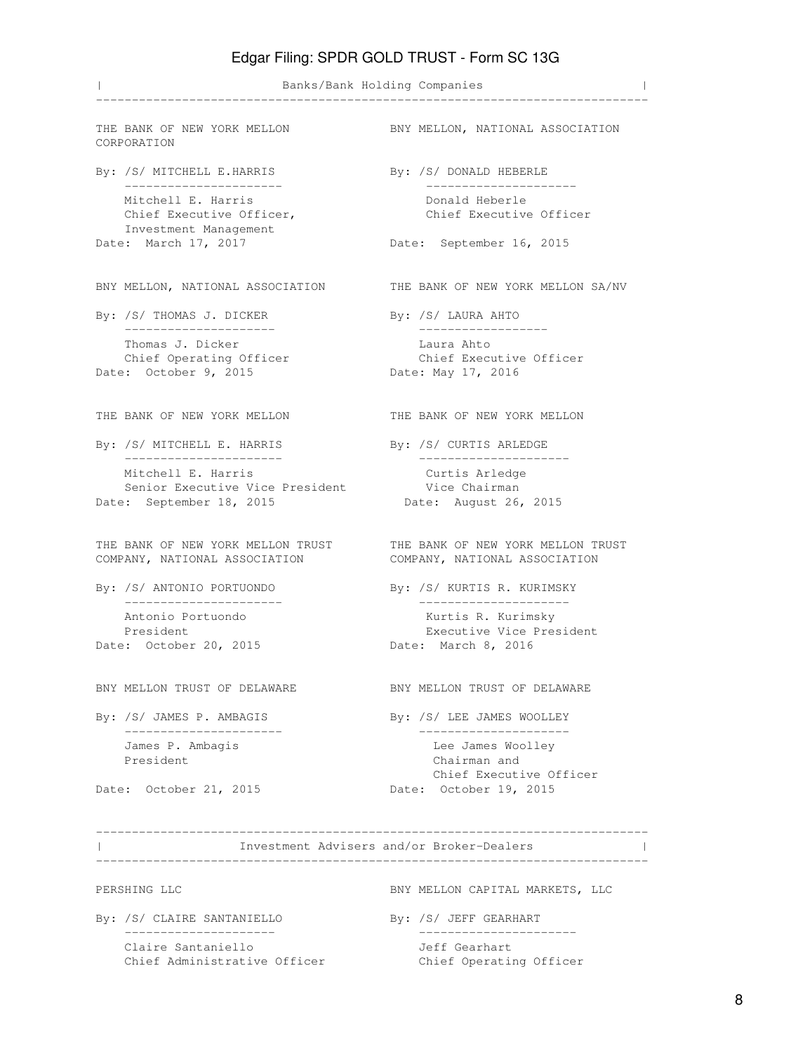## Banks/Bank Holding Companies

THE BANK OF NEW YORK MELLON CORPORATION

By: /S/ MITCHELL E.HARRIS
Mitchell E. Harris
Chief Executive Officer,
Investment Management
Date: March 17, 2017

BNY MELLON, NATIONAL ASSOCIATION

By: /S/ DONALD HEBERLE
Donald Heberle
Chief Executive Officer
Date: September 16, 2015

BNY MELLON, NATIONAL ASSOCIATION

By: /S/ THOMAS J. DICKER
Thomas J. Dicker
Chief Operating Officer
Date: October 9, 2015

THE BANK OF NEW YORK MELLON SA/NV

By: /S/ LAURA AHTO
Laura Ahto
Chief Executive Officer
Date: May 17, 2016

THE BANK OF NEW YORK MELLON

By: /S/ MITCHELL E. HARRIS
Mitchell E. Harris
Senior Executive Vice President
Date: September 18, 2015

THE BANK OF NEW YORK MELLON

By: /S/ CURTIS ARLEDGE
Curtis Arledge
Vice Chairman
Date: August 26, 2015

THE BANK OF NEW YORK MELLON TRUST COMPANY, NATIONAL ASSOCIATION

By: /S/ ANTONIO PORTUONDO
Antonio Portuondo
President
Date: October 20, 2015

THE BANK OF NEW YORK MELLON TRUST COMPANY, NATIONAL ASSOCIATION

By: /S/ KURTIS R. KURIMSKY
Kurtis R. Kurimsky
Executive Vice President
Date: March 8, 2016

BNY MELLON TRUST OF DELAWARE

By: /S/ JAMES P. AMBAGIS
James P. Ambagis
President
Date: October 21, 2015

BNY MELLON TRUST OF DELAWARE

By: /S/ LEE JAMES WOOLLEY
Lee James Woolley
Chairman and
Chief Executive Officer
Date: October 19, 2015

## Investment Advisers and/or Broker-Dealers

PERSHING LLC

By: /S/ CLAIRE SANTANIELLO
Claire Santaniello
Chief Administrative Officer

BNY MELLON CAPITAL MARKETS, LLC

By: /S/ JEFF GEARHART
Jeff Gearhart
Chief Operating Officer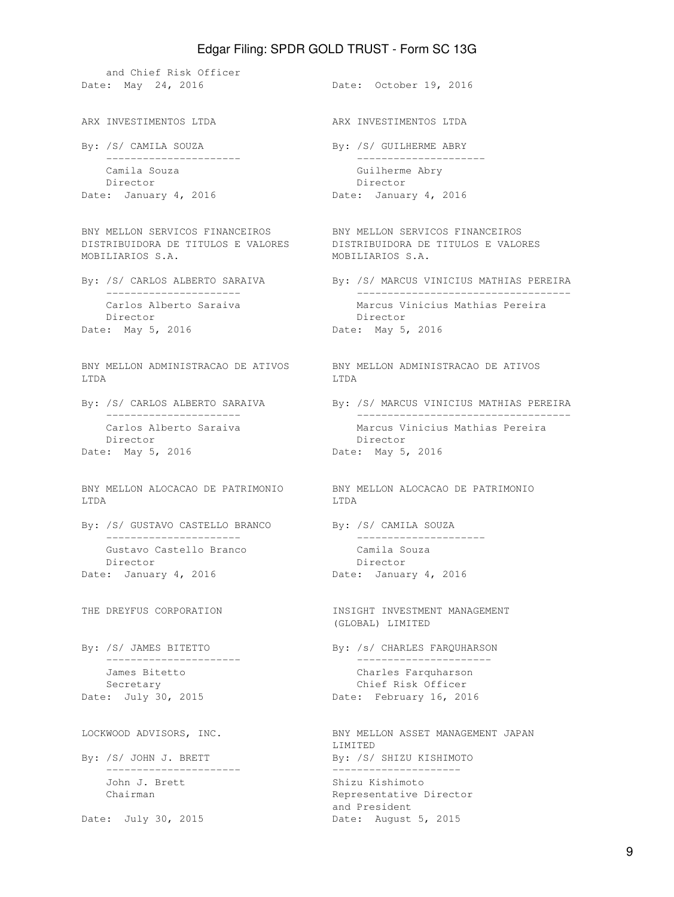and Chief Risk Officer
Date: May 24, 2016

Date: October 19, 2016

ARX INVESTIMENTOS LTDA

By: /S/ CAMILA SOUZA
Camila Souza
Director
Date: January 4, 2016

ARX INVESTIMENTOS LTDA

By: /S/ GUILHERME ABRY
Guilherme Abry
Director
Date: January 4, 2016

BNY MELLON SERVICOS FINANCEIROS DISTRIBUIDORA DE TITULOS E VALORES MOBILIARIOS S.A.

By: /S/ CARLOS ALBERTO SARAIVA
Carlos Alberto Saraiva
Director
Date: May 5, 2016

BNY MELLON SERVICOS FINANCEIROS DISTRIBUIDORA DE TITULOS E VALORES MOBILIARIOS S.A.

By: /S/ MARCUS VINICIUS MATHIAS PEREIRA
Marcus Vinicius Mathias Pereira
Director
Date: May 5, 2016

BNY MELLON ADMINISTRACAO DE ATIVOS LTDA

By: /S/ CARLOS ALBERTO SARAIVA
Carlos Alberto Saraiva
Director
Date: May 5, 2016

BNY MELLON ADMINISTRACAO DE ATIVOS LTDA

By: /S/ MARCUS VINICIUS MATHIAS PEREIRA
Marcus Vinicius Mathias Pereira
Director
Date: May 5, 2016

BNY MELLON ALOCACAO DE PATRIMONIO LTDA

By: /S/ GUSTAVO CASTELLO BRANCO
Gustavo Castello Branco
Director
Date: January 4, 2016

BNY MELLON ALOCACAO DE PATRIMONIO LTDA

By: /S/ CAMILA SOUZA
Camila Souza
Director
Date: January 4, 2016

THE DREYFUS CORPORATION

By: /S/ JAMES BITETTO
James Bitetto
Secretary
Date: July 30, 2015

INSIGHT INVESTMENT MANAGEMENT (GLOBAL) LIMITED

By: /s/ CHARLES FARQUHARSON
Charles Farquharson
Chief Risk Officer
Date: February 16, 2016

LOCKWOOD ADVISORS, INC.

By: /S/ JOHN J. BRETT
John J. Brett
Chairman
Date: July 30, 2015

BNY MELLON ASSET MANAGEMENT JAPAN LIMITED

By: /S/ SHIZU KISHIMOTO
Shizu Kishimoto
Representative Director and President
Date: August 5, 2015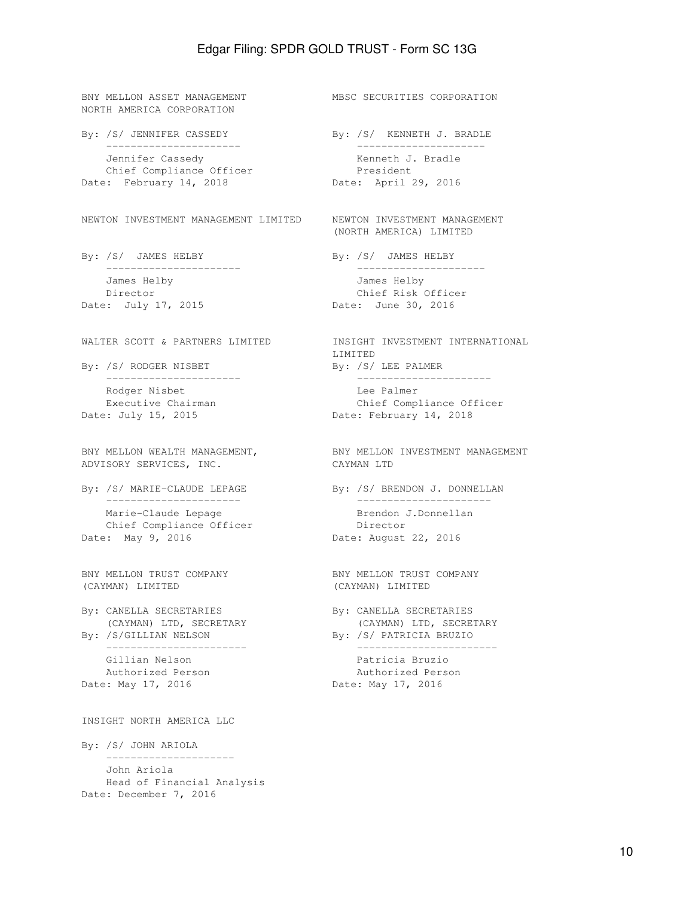BNY MELLON ASSET MANAGEMENT NORTH AMERICA CORPORATION

By: /S/ JENNIFER CASSEDY
Jennifer Cassedy
Chief Compliance Officer
Date: February 14, 2018

MBSC SECURITIES CORPORATION

By: /S/ KENNETH J. BRADLE
Kenneth J. Bradle
President
Date: April 29, 2016

NEWTON INVESTMENT MANAGEMENT LIMITED

By: /S/ JAMES HELBY
James Helby
Director
Date: July 17, 2015

NEWTON INVESTMENT MANAGEMENT (NORTH AMERICA) LIMITED

By: /S/ JAMES HELBY
James Helby
Chief Risk Officer
Date: June 30, 2016

WALTER SCOTT & PARTNERS LIMITED

By: /S/ RODGER NISBET
Rodger Nisbet
Executive Chairman
Date: July 15, 2015

INSIGHT INVESTMENT INTERNATIONAL LIMITED

By: /S/ LEE PALMER
Lee Palmer
Chief Compliance Officer
Date: February 14, 2018

BNY MELLON WEALTH MANAGEMENT, ADVISORY SERVICES, INC.

By: /S/ MARIE-CLAUDE LEPAGE
Marie-Claude Lepage
Chief Compliance Officer
Date: May 9, 2016

BNY MELLON INVESTMENT MANAGEMENT CAYMAN LTD

By: /S/ BRENDON J. DONNELLAN
Brendon J.Donnellan
Director
Date: August 22, 2016

BNY MELLON TRUST COMPANY (CAYMAN) LIMITED

By: CANELLA SECRETARIES (CAYMAN) LTD, SECRETARY
By: /S/GILLIAN NELSON
Gillian Nelson
Authorized Person
Date: May 17, 2016

BNY MELLON TRUST COMPANY (CAYMAN) LIMITED

By: CANELLA SECRETARIES (CAYMAN) LTD, SECRETARY
By: /S/ PATRICIA BRUZIO
Patricia Bruzio
Authorized Person
Date: May 17, 2016

INSIGHT NORTH AMERICA LLC

By: /S/ JOHN ARIOLA
John Ariola
Head of Financial Analysis
Date: December 7, 2016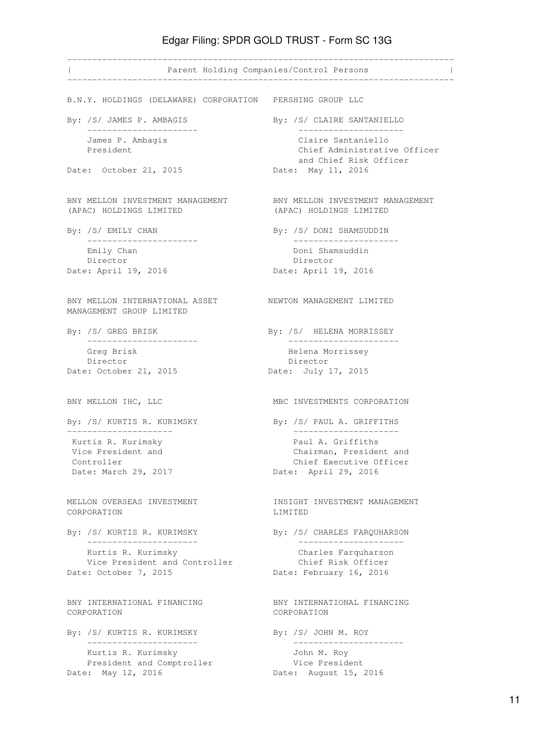## Parent Holding Companies/Control Persons

B.N.Y. HOLDINGS (DELAWARE) CORPORATION

By: /S/ JAMES P. AMBAGIS

James P. Ambagis
President

Date: October 21, 2015

PERSHING GROUP LLC

By: /S/ CLAIRE SANTANIELLO

Claire Santaniello
Chief Administrative Officer and Chief Risk Officer

Date: May 11, 2016

BNY MELLON INVESTMENT MANAGEMENT (APAC) HOLDINGS LIMITED

By: /S/ EMILY CHAN

Emily Chan
Director

Date: April 19, 2016

BNY MELLON INVESTMENT MANAGEMENT (APAC) HOLDINGS LIMITED

By: /S/ DONI SHAMSUDDIN

Doni Shamsuddin
Director

Date: April 19, 2016

BNY MELLON INTERNATIONAL ASSET MANAGEMENT GROUP LIMITED

By: /S/ GREG BRISK

Greg Brisk
Director

Date: October 21, 2015

NEWTON MANAGEMENT LIMITED

By: /S/ HELENA MORRISSEY

Helena Morrissey
Director

Date: July 17, 2015

BNY MELLON IHC, LLC

By: /S/ KURTIS R. KURIMSKY

Kurtis R. Kurimsky
Vice President and Controller

Date: March 29, 2017

MBC INVESTMENTS CORPORATION

By: /S/ PAUL A. GRIFFITHS

Paul A. Griffiths
Chairman, President and Chief Executive Officer

Date: April 29, 2016

MELLON OVERSEAS INVESTMENT CORPORATION

By: /S/ KURTIS R. KURIMSKY

Kurtis R. Kurimsky
Vice President and Controller

Date: October 7, 2015

INSIGHT INVESTMENT MANAGEMENT LIMITED

By: /S/ CHARLES FARQUHARSON

Charles Farquharson
Chief Risk Officer

Date: February 16, 2016

BNY INTERNATIONAL FINANCING CORPORATION

By: /S/ KURTIS R. KURIMSKY

Kurtis R. Kurimsky
President and Comptroller

Date: May 12, 2016

BNY INTERNATIONAL FINANCING CORPORATION

By: /S/ JOHN M. ROY

John M. Roy
Vice President

Date: August 15, 2016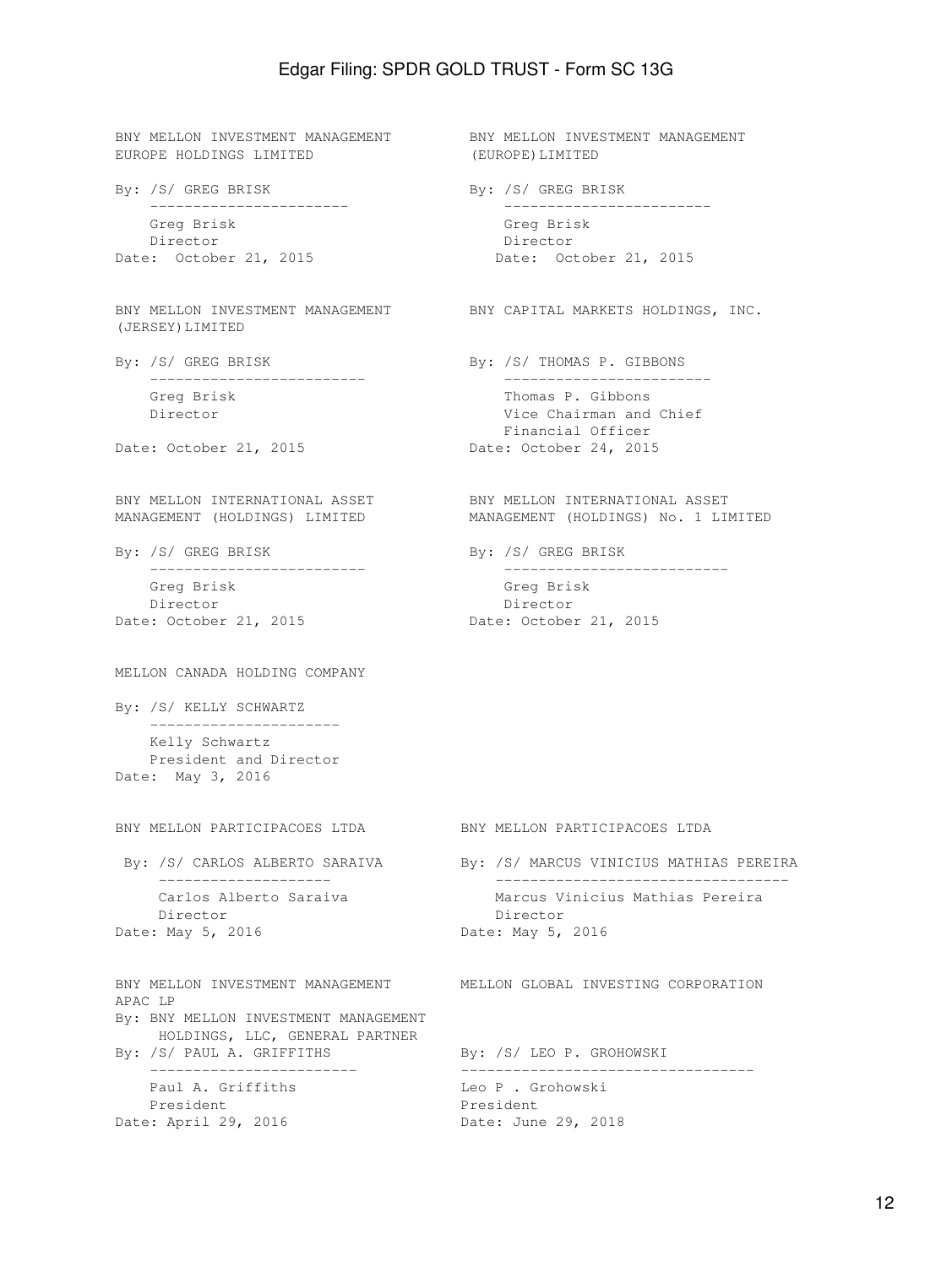BNY MELLON INVESTMENT MANAGEMENT EUROPE HOLDINGS LIMITED

By: /S/ GREG BRISK

Greg Brisk
Director
Date: October 21, 2015

BNY MELLON INVESTMENT MANAGEMENT (EUROPE)LIMITED

By: /S/ GREG BRISK

Greg Brisk
Director
Date: October 21, 2015

BNY MELLON INVESTMENT MANAGEMENT (JERSEY)LIMITED

By: /S/ GREG BRISK

Greg Brisk
Director
Date: October 21, 2015

BNY CAPITAL MARKETS HOLDINGS, INC.

By: /S/ THOMAS P. GIBBONS

Thomas P. Gibbons
Vice Chairman and Chief Financial Officer
Date: October 24, 2015

BNY MELLON INTERNATIONAL ASSET MANAGEMENT (HOLDINGS) LIMITED

By: /S/ GREG BRISK

Greg Brisk
Director
Date: October 21, 2015

BNY MELLON INTERNATIONAL ASSET MANAGEMENT (HOLDINGS) No. 1 LIMITED

By: /S/ GREG BRISK

Greg Brisk
Director
Date: October 21, 2015

MELLON CANADA HOLDING COMPANY

By: /S/ KELLY SCHWARTZ

Kelly Schwartz
President and Director
Date: May 3, 2016

BNY MELLON PARTICIPACOES LTDA

By: /S/ CARLOS ALBERTO SARAIVA

Carlos Alberto Saraiva
Director
Date: May 5, 2016

BNY MELLON PARTICIPACOES LTDA

By: /S/ MARCUS VINICIUS MATHIAS PEREIRA

Marcus Vinicius Mathias Pereira
Director
Date: May 5, 2016

BNY MELLON INVESTMENT MANAGEMENT APAC LP
By: BNY MELLON INVESTMENT MANAGEMENT HOLDINGS, LLC, GENERAL PARTNER
By: /S/ PAUL A. GRIFFITHS

Paul A. Griffiths
President
Date: April 29, 2016

MELLON GLOBAL INVESTING CORPORATION

By: /S/ LEO P. GROHOWSKI

Leo P . Grohowski
President
Date: June 29, 2018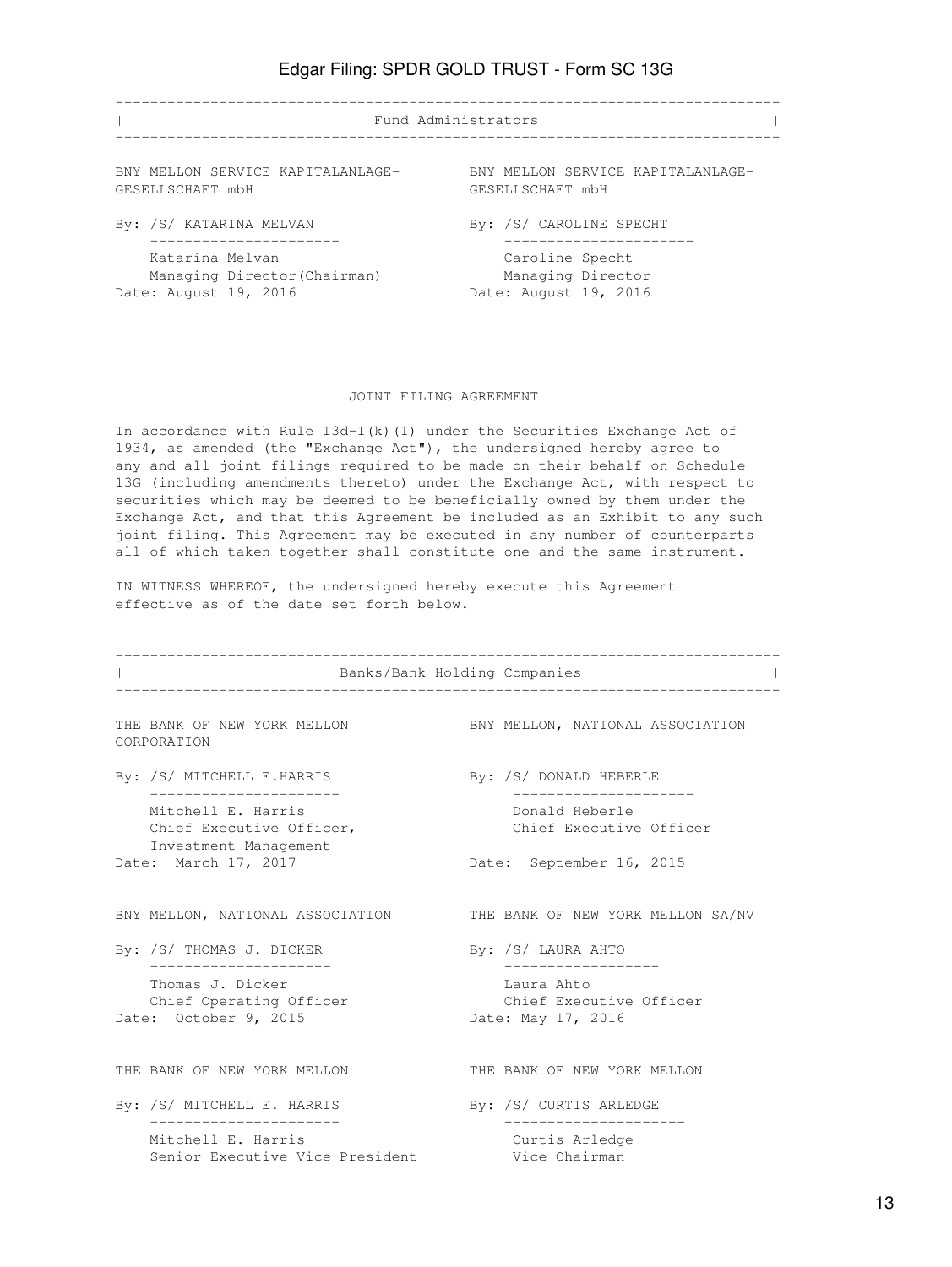## Fund Administrators

| BNY MELLON SERVICE KAPITALANLAGE-GESELLSCHAFT mbH | BNY MELLON SERVICE KAPITALANLAGE-GESELLSCHAFT mbH |
|---|---|
| By: /S/ KATARINA MELVAN | By: /S/ CAROLINE SPECHT |
| Katarina Melvan<br>Managing Director(Chairman) | Caroline Specht<br>Managing Director |
| Date: August 19, 2016 | Date: August 19, 2016 |

## JOINT FILING AGREEMENT

In accordance with Rule 13d-1(k)(1) under the Securities Exchange Act of 1934, as amended (the "Exchange Act"), the undersigned hereby agree to any and all joint filings required to be made on their behalf on Schedule 13G (including amendments thereto) under the Exchange Act, with respect to securities which may be deemed to be beneficially owned by them under the Exchange Act, and that this Agreement be included as an Exhibit to any such joint filing. This Agreement may be executed in any number of counterparts all of which taken together shall constitute one and the same instrument.

IN WITNESS WHEREOF, the undersigned hereby execute this Agreement effective as of the date set forth below.

## Banks/Bank Holding Companies

| THE BANK OF NEW YORK MELLON CORPORATION | BNY MELLON, NATIONAL ASSOCIATION |
|---|---|
| By: /S/ MITCHELL E.HARRIS | By: /S/ DONALD HEBERLE |
| Mitchell E. Harris<br>Chief Executive Officer, Investment Management | Donald Heberle<br>Chief Executive Officer |
| Date: March 17, 2017 | Date: September 16, 2015 |

| BNY MELLON, NATIONAL ASSOCIATION | THE BANK OF NEW YORK MELLON SA/NV |
|---|---|
| By: /S/ THOMAS J. DICKER | By: /S/ LAURA AHTO |
| Thomas J. Dicker<br>Chief Operating Officer | Laura Ahto<br>Chief Executive Officer |
| Date: October 9, 2015 | Date: May 17, 2016 |

| THE BANK OF NEW YORK MELLON | THE BANK OF NEW YORK MELLON |
|---|---|
| By: /S/ MITCHELL E. HARRIS | By: /S/ CURTIS ARLEDGE |
| Mitchell E. Harris<br>Senior Executive Vice President | Curtis Arledge<br>Vice Chairman |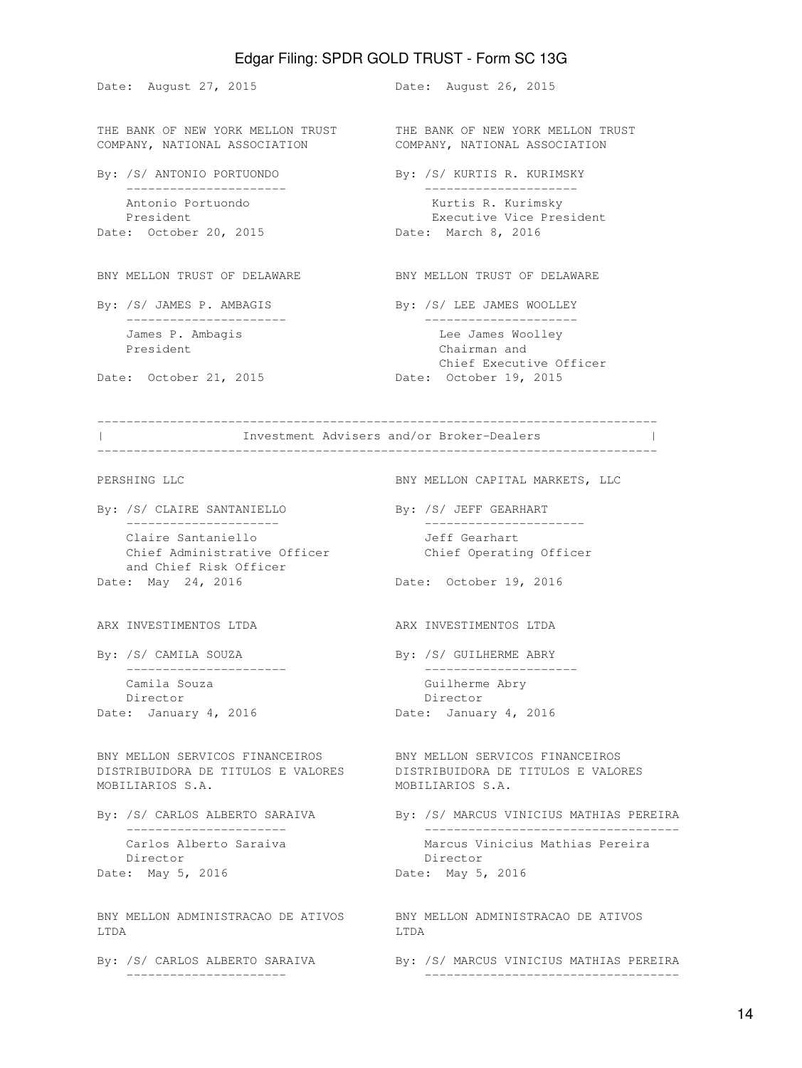Date: August 27, 2015

Date: August 26, 2015

THE BANK OF NEW YORK MELLON TRUST COMPANY, NATIONAL ASSOCIATION

By: /S/ ANTONIO PORTUONDO
Antonio Portuondo
President
Date: October 20, 2015

THE BANK OF NEW YORK MELLON TRUST COMPANY, NATIONAL ASSOCIATION

By: /S/ KURTIS R. KURIMSKY
Kurtis R. Kurimsky
Executive Vice President
Date: March 8, 2016

BNY MELLON TRUST OF DELAWARE

By: /S/ JAMES P. AMBAGIS
James P. Ambagis
President
Date: October 21, 2015

BNY MELLON TRUST OF DELAWARE

By: /S/ LEE JAMES WOOLLEY
Lee James Woolley
Chairman and Chief Executive Officer
Date: October 19, 2015

## Investment Advisers and/or Broker-Dealers

PERSHING LLC

By: /S/ CLAIRE SANTANIELLO
Claire Santaniello
Chief Administrative Officer and Chief Risk Officer
Date: May 24, 2016

BNY MELLON CAPITAL MARKETS, LLC

By: /S/ JEFF GEARHART
Jeff Gearhart
Chief Operating Officer
Date: October 19, 2016

ARX INVESTIMENTOS LTDA

By: /S/ CAMILA SOUZA
Camila Souza
Director
Date: January 4, 2016

ARX INVESTIMENTOS LTDA

By: /S/ GUILHERME ABRY
Guilherme Abry
Director
Date: January 4, 2016

BNY MELLON SERVICOS FINANCEIROS DISTRIBUIDORA DE TITULOS E VALORES MOBILIARIOS S.A.

By: /S/ CARLOS ALBERTO SARAIVA
Carlos Alberto Saraiva
Director
Date: May 5, 2016

BNY MELLON SERVICOS FINANCEIROS DISTRIBUIDORA DE TITULOS E VALORES MOBILIARIOS S.A.

By: /S/ MARCUS VINICIUS MATHIAS PEREIRA
Marcus Vinicius Mathias Pereira
Director
Date: May 5, 2016

BNY MELLON ADMINISTRACAO DE ATIVOS LTDA

By: /S/ CARLOS ALBERTO SARAIVA

BNY MELLON ADMINISTRACAO DE ATIVOS LTDA

By: /S/ MARCUS VINICIUS MATHIAS PEREIRA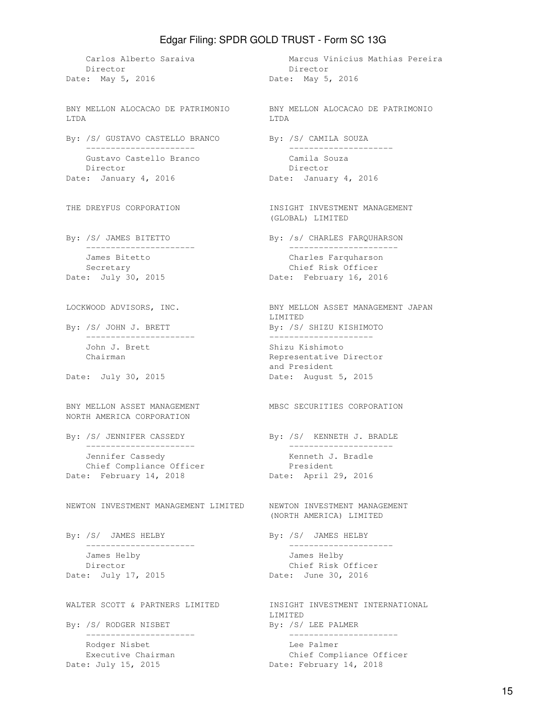Carlos Alberto Saraiva
Director
Date: May 5, 2016

Marcus Vinicius Mathias Pereira
Director
Date: May 5, 2016

BNY MELLON ALOCACAO DE PATRIMONIO LTDA

By: /S/ GUSTAVO CASTELLO BRANCO
---------------------
Gustavo Castello Branco
Director
Date: January 4, 2016

BNY MELLON ALOCACAO DE PATRIMONIO LTDA

By: /S/ CAMILA SOUZA
---------------------
Camila Souza
Director
Date: January 4, 2016

THE DREYFUS CORPORATION

By: /S/ JAMES BITETTO
---------------------
James Bitetto
Secretary
Date: July 30, 2015

INSIGHT INVESTMENT MANAGEMENT (GLOBAL) LIMITED

By: /s/ CHARLES FARQUHARSON
---------------------
Charles Farquharson
Chief Risk Officer
Date: February 16, 2016

LOCKWOOD ADVISORS, INC.

By: /S/ JOHN J. BRETT
---------------------
John J. Brett
Chairman
Date: July 30, 2015

BNY MELLON ASSET MANAGEMENT JAPAN LIMITED

By: /S/ SHIZU KISHIMOTO
---------------------
Shizu Kishimoto
Representative Director and President
Date: August 5, 2015

BNY MELLON ASSET MANAGEMENT NORTH AMERICA CORPORATION

By: /S/ JENNIFER CASSEDY
---------------------
Jennifer Cassedy
Chief Compliance Officer
Date: February 14, 2018

MBSC SECURITIES CORPORATION

By: /S/ KENNETH J. BRADLE
---------------------
Kenneth J. Bradle
President
Date: April 29, 2016

NEWTON INVESTMENT MANAGEMENT LIMITED

By: /S/ JAMES HELBY
---------------------
James Helby
Director
Date: July 17, 2015

NEWTON INVESTMENT MANAGEMENT (NORTH AMERICA) LIMITED

By: /S/ JAMES HELBY
---------------------
James Helby
Chief Risk Officer
Date: June 30, 2016

WALTER SCOTT & PARTNERS LIMITED

By: /S/ RODGER NISBET
---------------------
Rodger Nisbet
Executive Chairman
Date: July 15, 2015

INSIGHT INVESTMENT INTERNATIONAL LIMITED

By: /S/ LEE PALMER
---------------------
Lee Palmer
Chief Compliance Officer
Date: February 14, 2018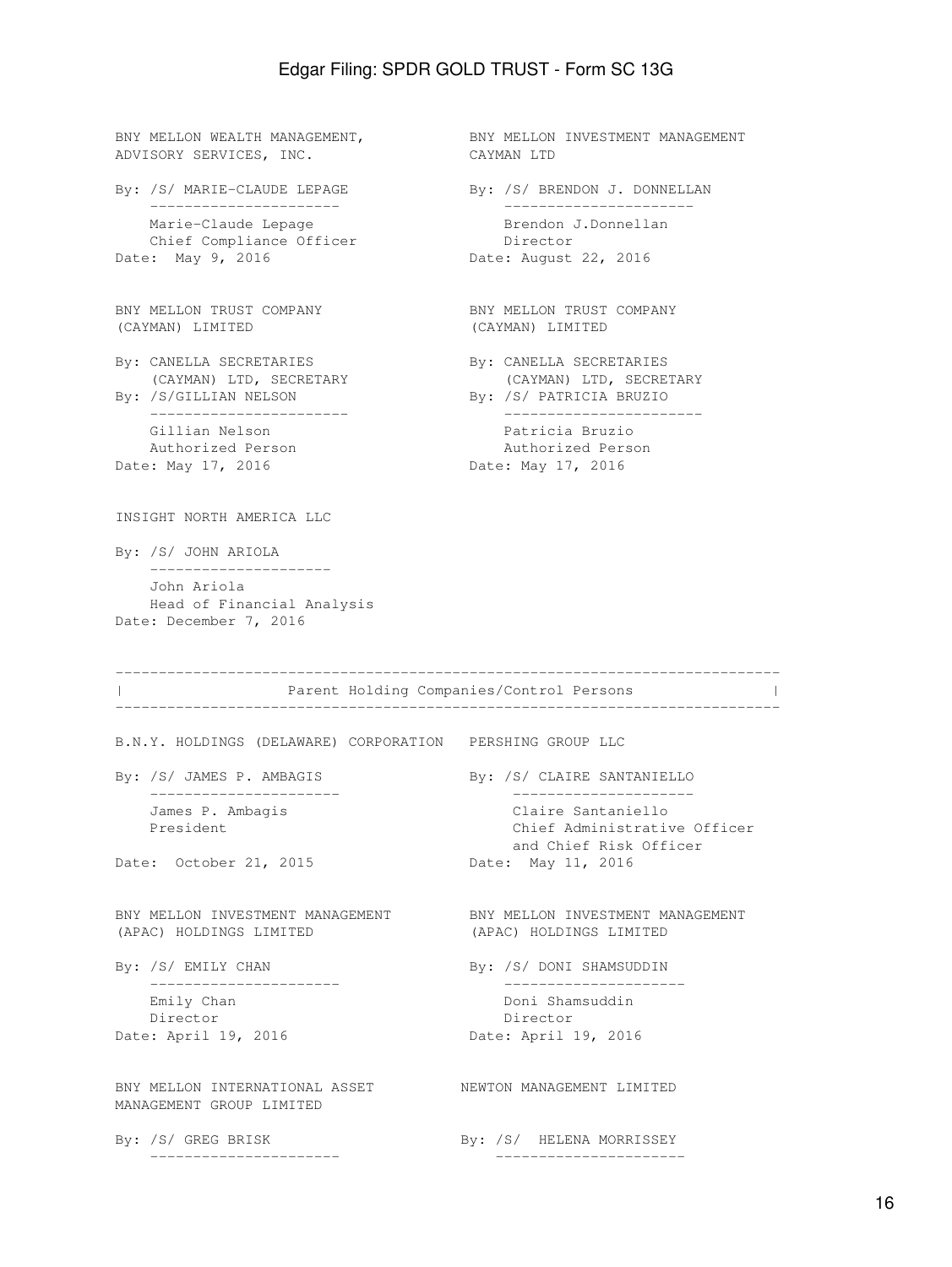| | |
|---|---|
| BNY MELLON WEALTH MANAGEMENT, ADVISORY SERVICES, INC. | BNY MELLON INVESTMENT MANAGEMENT CAYMAN LTD |
| By: /S/ MARIE-CLAUDE LEPAGE | By: /S/ BRENDON J. DONNELLAN |
| Marie-Claude Lepage<br>Chief Compliance Officer | Brendon J.Donnellan<br>Director |
| Date: May 9, 2016 | Date: August 22, 2016 |

| | |
|---|---|
| BNY MELLON TRUST COMPANY (CAYMAN) LIMITED | BNY MELLON TRUST COMPANY (CAYMAN) LIMITED |
| By: CANELLA SECRETARIES (CAYMAN) LTD, SECRETARY | By: CANELLA SECRETARIES (CAYMAN) LTD, SECRETARY |
| By: /S/GILLIAN NELSON | By: /S/ PATRICIA BRUZIO |
| Gillian Nelson<br>Authorized Person | Patricia Bruzio<br>Authorized Person |
| Date: May 17, 2016 | Date: May 17, 2016 |

INSIGHT NORTH AMERICA LLC

By: /S/ JOHN ARIOLA

John Ariola
Head of Financial Analysis

Date: December 7, 2016

## Parent Holding Companies/Control Persons

| | |
|---|---|
| B.N.Y. HOLDINGS (DELAWARE) CORPORATION | PERSHING GROUP LLC |
| By: /S/ JAMES P. AMBAGIS | By: /S/ CLAIRE SANTANIELLO |
| James P. Ambagis<br>President | Claire Santaniello<br>Chief Administrative Officer and Chief Risk Officer |
| Date: October 21, 2015 | Date: May 11, 2016 |

| | |
|---|---|
| BNY MELLON INVESTMENT MANAGEMENT (APAC) HOLDINGS LIMITED | BNY MELLON INVESTMENT MANAGEMENT (APAC) HOLDINGS LIMITED |
| By: /S/ EMILY CHAN | By: /S/ DONI SHAMSUDDIN |
| Emily Chan<br>Director | Doni Shamsuddin<br>Director |
| Date: April 19, 2016 | Date: April 19, 2016 |

| | |
|---|---|
| BNY MELLON INTERNATIONAL ASSET MANAGEMENT GROUP LIMITED | NEWTON MANAGEMENT LIMITED |
| By: /S/ GREG BRISK | By: /S/ HELENA MORRISSEY |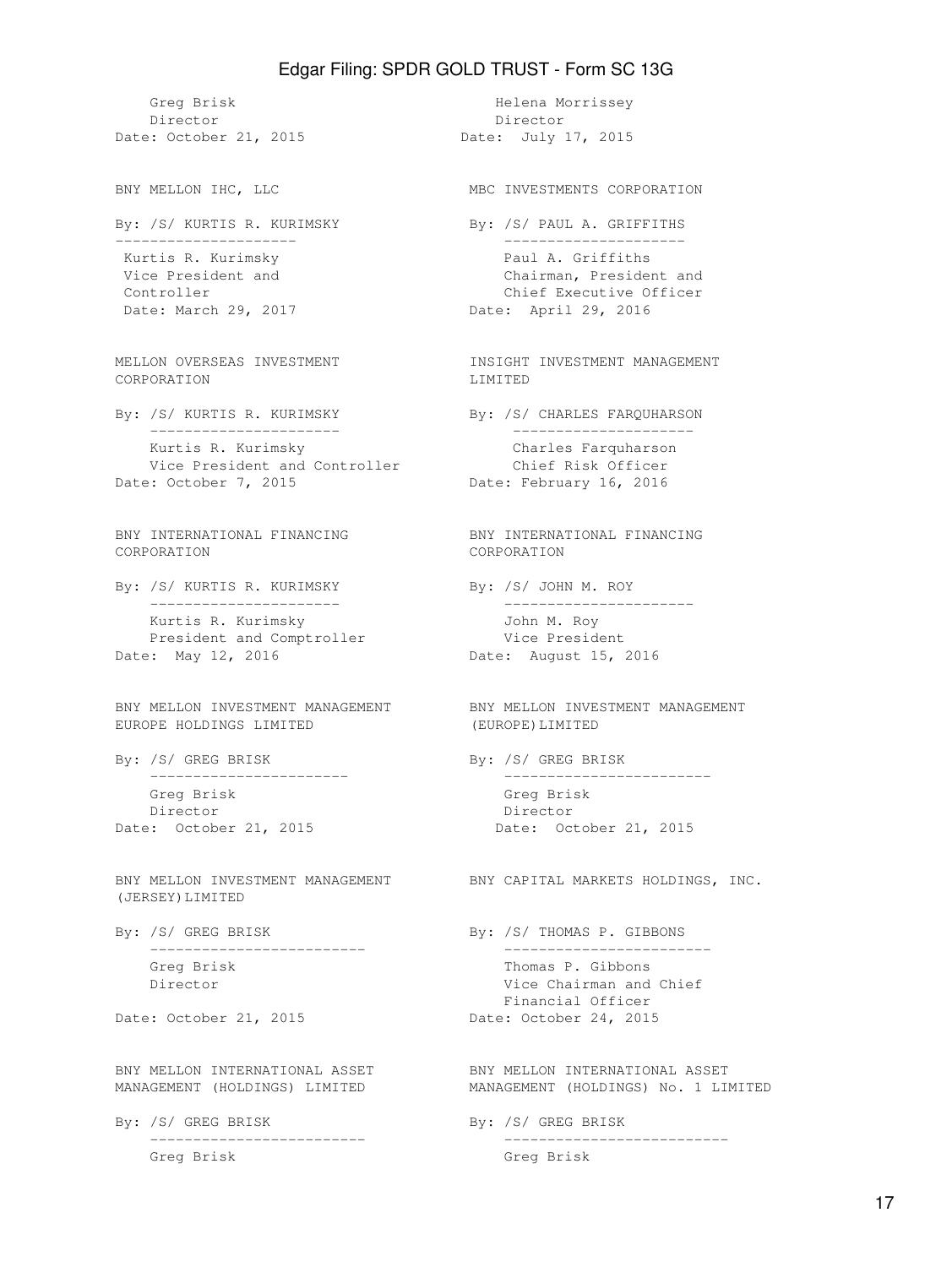Greg Brisk
Director
Date: October 21, 2015

Helena Morrissey
Director
Date: July 17, 2015

BNY MELLON IHC, LLC

By: /S/ KURTIS R. KURIMSKY

Kurtis R. Kurimsky
Vice President and
Controller
Date: March 29, 2017

MBC INVESTMENTS CORPORATION

By: /S/ PAUL A. GRIFFITHS

Paul A. Griffiths
Chairman, President and
Chief Executive Officer
Date: April 29, 2016

MELLON OVERSEAS INVESTMENT CORPORATION

By: /S/ KURTIS R. KURIMSKY

Kurtis R. Kurimsky
Vice President and Controller
Date: October 7, 2015

INSIGHT INVESTMENT MANAGEMENT LIMITED

By: /S/ CHARLES FARQUHARSON

Charles Farquharson
Chief Risk Officer
Date: February 16, 2016

BNY INTERNATIONAL FINANCING CORPORATION

By: /S/ KURTIS R. KURIMSKY

Kurtis R. Kurimsky
President and Comptroller
Date: May 12, 2016

BNY INTERNATIONAL FINANCING CORPORATION

By: /S/ JOHN M. ROY

John M. Roy
Vice President
Date: August 15, 2016

BNY MELLON INVESTMENT MANAGEMENT EUROPE HOLDINGS LIMITED

By: /S/ GREG BRISK

Greg Brisk
Director
Date: October 21, 2015

BNY MELLON INVESTMENT MANAGEMENT (EUROPE)LIMITED

By: /S/ GREG BRISK

Greg Brisk
Director
Date: October 21, 2015

BNY MELLON INVESTMENT MANAGEMENT (JERSEY)LIMITED

By: /S/ GREG BRISK

Greg Brisk
Director
Date: October 21, 2015

BNY CAPITAL MARKETS HOLDINGS, INC.

By: /S/ THOMAS P. GIBBONS

Thomas P. Gibbons
Vice Chairman and Chief
Financial Officer
Date: October 24, 2015

BNY MELLON INTERNATIONAL ASSET MANAGEMENT (HOLDINGS) LIMITED

By: /S/ GREG BRISK

Greg Brisk

BNY MELLON INTERNATIONAL ASSET MANAGEMENT (HOLDINGS) No. 1 LIMITED

By: /S/ GREG BRISK

Greg Brisk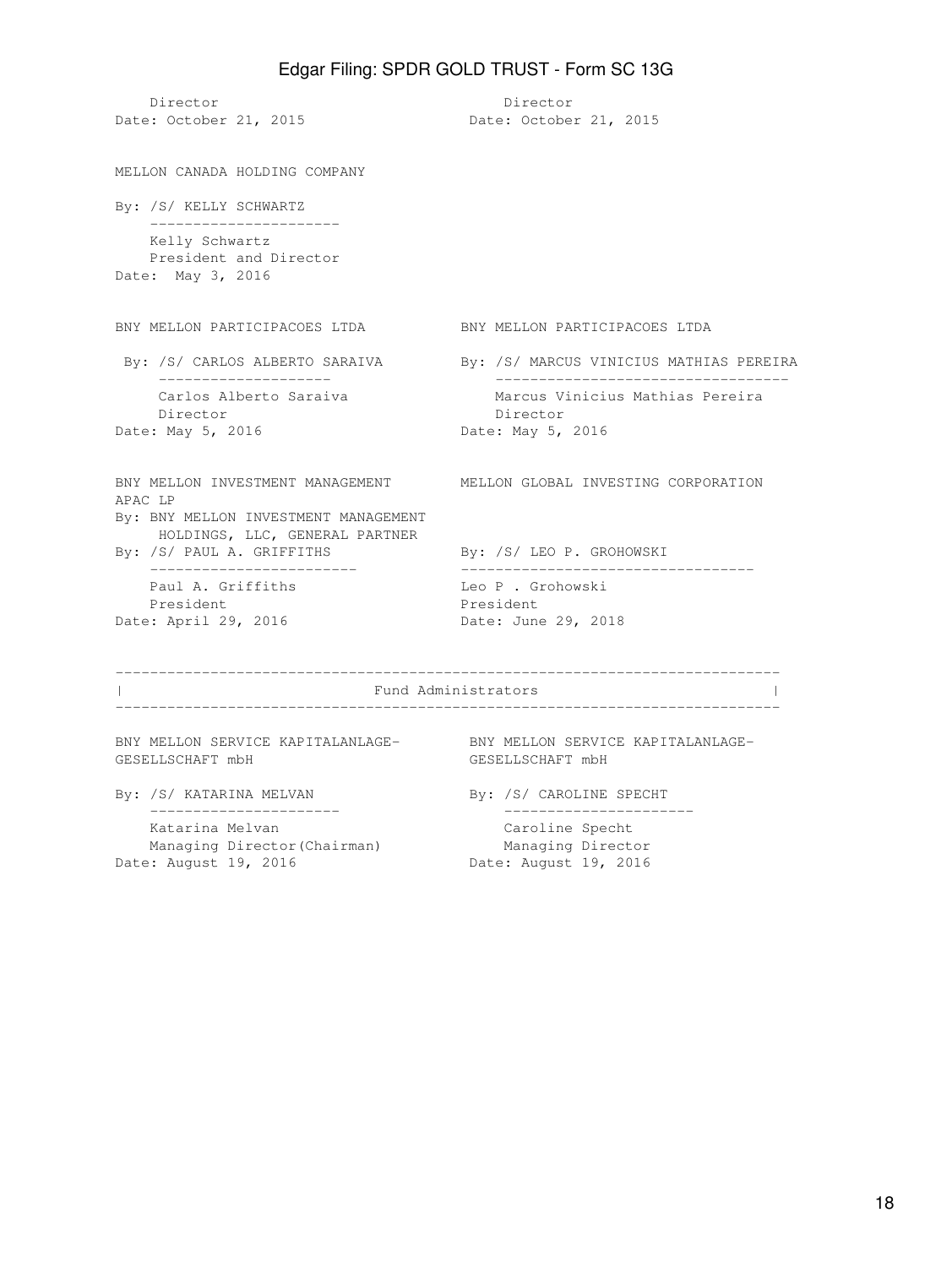Director
Date: October 21, 2015

Director
Date: October 21, 2015

MELLON CANADA HOLDING COMPANY

By: /S/ KELLY SCHWARTZ
Kelly Schwartz
President and Director
Date: May 3, 2016

BNY MELLON PARTICIPACOES LTDA

By: /S/ CARLOS ALBERTO SARAIVA
Carlos Alberto Saraiva
Director
Date: May 5, 2016

BNY MELLON PARTICIPACOES LTDA

By: /S/ MARCUS VINICIUS MATHIAS PEREIRA
Marcus Vinicius Mathias Pereira
Director
Date: May 5, 2016

BNY MELLON INVESTMENT MANAGEMENT APAC LP
By: BNY MELLON INVESTMENT MANAGEMENT HOLDINGS, LLC, GENERAL PARTNER
By: /S/ PAUL A. GRIFFITHS
Paul A. Griffiths
President
Date: April 29, 2016

MELLON GLOBAL INVESTING CORPORATION

By: /S/ LEO P. GROHOWSKI
Leo P . Grohowski
President
Date: June 29, 2018

## Fund Administrators

BNY MELLON SERVICE KAPITALANLAGE-GESELLSCHAFT mbH

By: /S/ KATARINA MELVAN
Katarina Melvan
Managing Director(Chairman)
Date: August 19, 2016

BNY MELLON SERVICE KAPITALANLAGE-GESELLSCHAFT mbH

By: /S/ CAROLINE SPECHT
Caroline Specht
Managing Director
Date: August 19, 2016